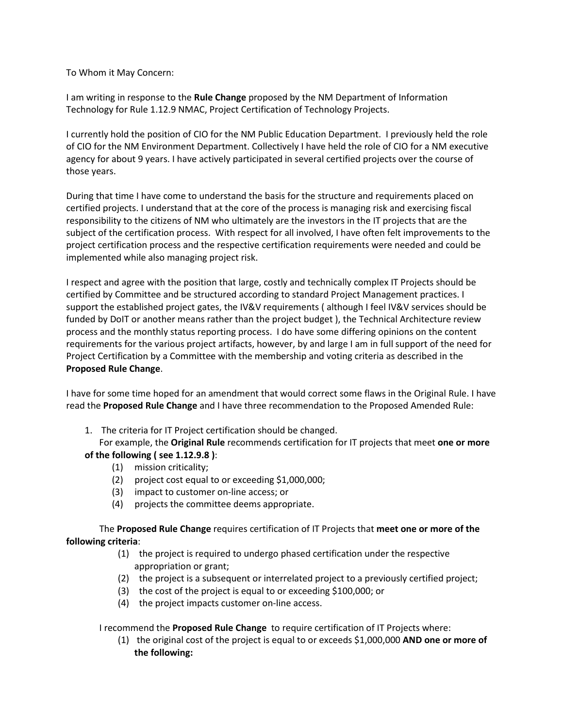To Whom it May Concern:

I am writing in response to the **Rule Change** proposed by the NM Department of Information Technology for Rule 1.12.9 NMAC, Project Certification of Technology Projects.

I currently hold the position of CIO for the NM Public Education Department. I previously held the role of CIO for the NM Environment Department. Collectively I have held the role of CIO for a NM executive agency for about 9 years. I have actively participated in several certified projects over the course of those years.

During that time I have come to understand the basis for the structure and requirements placed on certified projects. I understand that at the core of the process is managing risk and exercising fiscal responsibility to the citizens of NM who ultimately are the investors in the IT projects that are the subject of the certification process. With respect for all involved, I have often felt improvements to the project certification process and the respective certification requirements were needed and could be implemented while also managing project risk.

I respect and agree with the position that large, costly and technically complex IT Projects should be certified by Committee and be structured according to standard Project Management practices. I support the established project gates, the IV&V requirements ( although I feel IV&V services should be funded by DoIT or another means rather than the project budget ), the Technical Architecture review process and the monthly status reporting process. I do have some differing opinions on the content requirements for the various project artifacts, however, by and large I am in full support of the need for Project Certification by a Committee with the membership and voting criteria as described in the **Proposed Rule Change**.

I have for some time hoped for an amendment that would correct some flaws in the Original Rule. I have read the **Proposed Rule Change** and I have three recommendation to the Proposed Amended Rule:

1. The criteria for IT Project certification should be changed.

   For example, the **Original Rule** recommends certification for IT projects that meet **one or more of the following ( see 1.12.9.8 )**:

   (1) mission criticality;
   (2) project cost equal to or exceeding $1,000,000;
   (3) impact to customer on-line access; or
   (4) projects the committee deems appropriate.

   The **Proposed Rule Change** requires certification of IT Projects that **meet one or more of the following criteria**:

   (1) the project is required to undergo phased certification under the respective appropriation or grant;
   (2) the project is a subsequent or interrelated project to a previously certified project;
   (3) the cost of the project is equal to or exceeding $100,000; or
   (4) the project impacts customer on-line access.

   I recommend the **Proposed Rule Change** to require certification of IT Projects where:

   (1) the original cost of the project is equal to or exceeds $1,000,000 **AND one or more of the following:**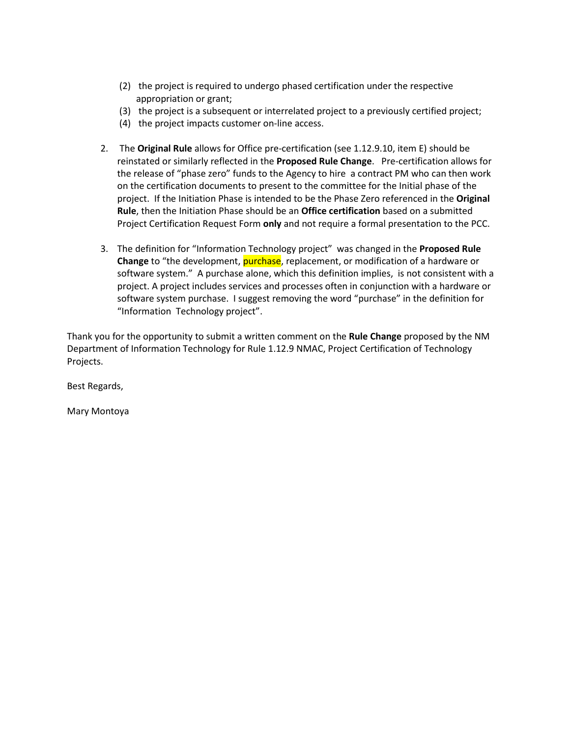(2) the project is required to undergo phased certification under the respective appropriation or grant;
   (3) the project is a subsequent or interrelated project to a previously certified project;
   (4) the project impacts customer on-line access.

2. The **Original Rule** allows for Office pre-certification (see 1.12.9.10, item E) should be reinstated or similarly reflected in the **Proposed Rule Change**. Pre-certification allows for the release of "phase zero" funds to the Agency to hire a contract PM who can then work on the certification documents to present to the committee for the Initial phase of the project. If the Initiation Phase is intended to be the Phase Zero referenced in the **Original Rule**, then the Initiation Phase should be an **Office certification** based on a submitted Project Certification Request Form **only** and not require a formal presentation to the PCC.

3. The definition for "Information Technology project" was changed in the **Proposed Rule Change** to "the development, purchase, replacement, or modification of a hardware or software system." A purchase alone, which this definition implies, is not consistent with a project. A project includes services and processes often in conjunction with a hardware or software system purchase. I suggest removing the word "purchase" in the definition for "Information Technology project".

Thank you for the opportunity to submit a written comment on the **Rule Change** proposed by the NM Department of Information Technology for Rule 1.12.9 NMAC, Project Certification of Technology Projects.

Best Regards,

Mary Montoya